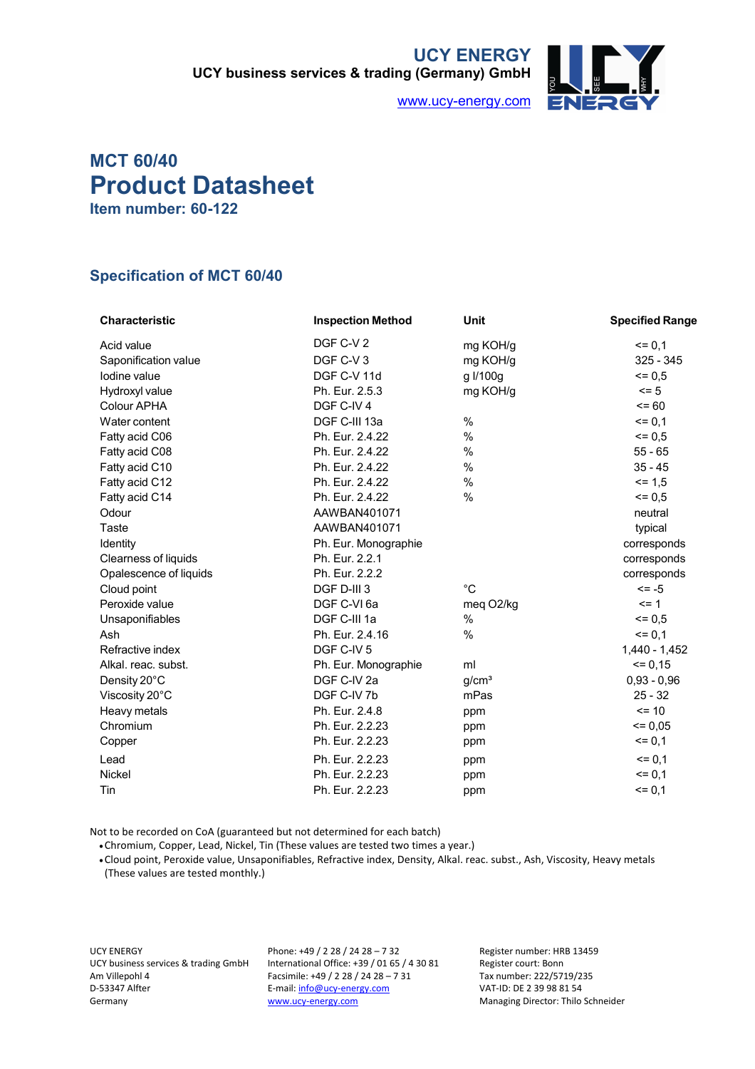UCY ENERGY
UCY business services & trading (Germany) GmbH
www.ucy-energy.com

## MCT 60/40
# Product Datasheet
### Item number: 60-122

## Specification of MCT 60/40

| Characteristic | Inspection Method | Unit | Specified Range |
|---|---|---|---|
| Acid value | DGF C-V 2 | mg KOH/g | <= 0,1 |
| Saponification value | DGF C-V 3 | mg KOH/g | 325 - 345 |
| Iodine value | DGF C-V 11d | g I/100g | <= 0,5 |
| Hydroxyl value | Ph. Eur. 2.5.3 | mg KOH/g | <= 5 |
| Colour APHA | DGF C-IV 4 | | <= 60 |
| Water content | DGF C-III 13a | % | <= 0,1 |
| Fatty acid C06 | Ph. Eur. 2.4.22 | % | <= 0,5 |
| Fatty acid C08 | Ph. Eur. 2.4.22 | % | 55 - 65 |
| Fatty acid C10 | Ph. Eur. 2.4.22 | % | 35 - 45 |
| Fatty acid C12 | Ph. Eur. 2.4.22 | % | <= 1,5 |
| Fatty acid C14 | Ph. Eur. 2.4.22 | % | <= 0,5 |
| Odour | AAWBAN401071 | | neutral |
| Taste | AAWBAN401071 | | typical |
| Identity | Ph. Eur. Monographie | | corresponds |
| Clearness of liquids | Ph. Eur. 2.2.1 | | corresponds |
| Opalescence of liquids | Ph. Eur. 2.2.2 | | corresponds |
| Cloud point | DGF D-III 3 | °C | <= -5 |
| Peroxide value | DGF C-VI 6a | meq O2/kg | <= 1 |
| Unsaponifiables | DGF C-III 1a | % | <= 0,5 |
| Ash | Ph. Eur. 2.4.16 | % | <= 0,1 |
| Refractive index | DGF C-IV 5 | | 1,440 - 1,452 |
| Alkal. reac. subst. | Ph. Eur. Monographie | ml | <= 0,15 |
| Density 20°C | DGF C-IV 2a | g/cm³ | 0,93 - 0,96 |
| Viscosity 20°C | DGF C-IV 7b | mPas | 25 - 32 |
| Heavy metals | Ph. Eur. 2.4.8 | ppm | <= 10 |
| Chromium | Ph. Eur. 2.2.23 | ppm | <= 0,05 |
| Copper | Ph. Eur. 2.2.23 | ppm | <= 0,1 |
| Lead | Ph. Eur. 2.2.23 | ppm | <= 0,1 |
| Nickel | Ph. Eur. 2.2.23 | ppm | <= 0,1 |
| Tin | Ph. Eur. 2.2.23 | ppm | <= 0,1 |

Not to be recorded on CoA (guaranteed but not determined for each batch)

- Chromium, Copper, Lead, Nickel, Tin (These values are tested two times a year.)
- Cloud point, Peroxide value, Unsaponifiables, Refractive index, Density, Alkal. reac. subst., Ash, Viscosity, Heavy metals (These values are tested monthly.)

UCY ENERGY
UCY business services & trading GmbH
Am Villepohl 4
D-53347 Alfter
Germany

Phone: +49 / 2 28 / 24 28 – 7 32
International Office: +39 / 01 65 / 4 30 81
Facsimile: +49 / 2 28 / 24 28 – 7 31
E-mail: info@ucy-energy.com
www.ucy-energy.com

Register number: HRB 13459
Register court: Bonn
Tax number: 222/5719/235
VAT-ID: DE 2 39 98 81 54
Managing Director: Thilo Schneider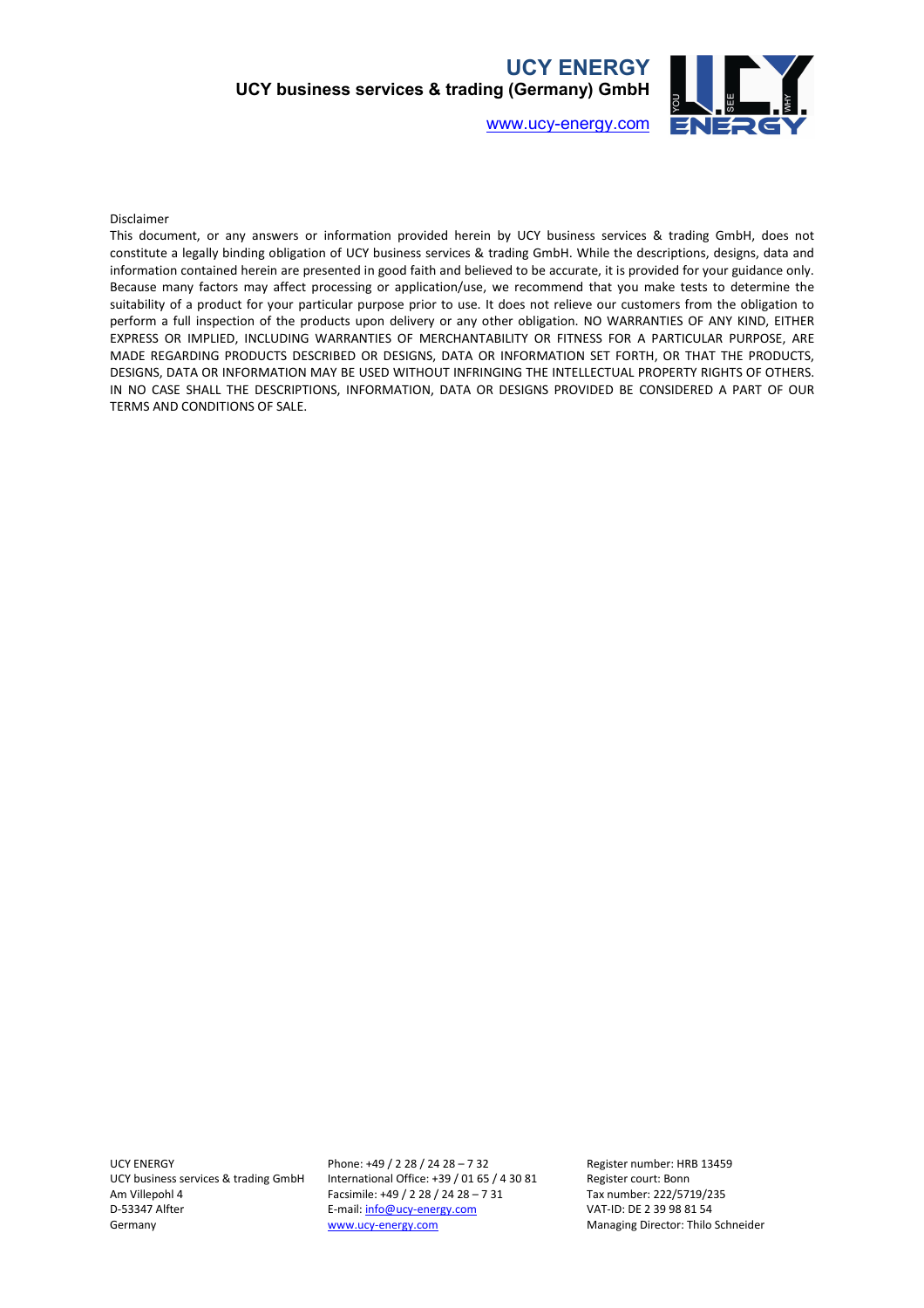Disclaimer

This document, or any answers or information provided herein by UCY business services & trading GmbH, does not constitute a legally binding obligation of UCY business services & trading GmbH. While the descriptions, designs, data and information contained herein are presented in good faith and believed to be accurate, it is provided for your guidance only. Because many factors may affect processing or application/use, we recommend that you make tests to determine the suitability of a product for your particular purpose prior to use. It does not relieve our customers from the obligation to perform a full inspection of the products upon delivery or any other obligation. NO WARRANTIES OF ANY KIND, EITHER EXPRESS OR IMPLIED, INCLUDING WARRANTIES OF MERCHANTABILITY OR FITNESS FOR A PARTICULAR PURPOSE, ARE MADE REGARDING PRODUCTS DESCRIBED OR DESIGNS, DATA OR INFORMATION SET FORTH, OR THAT THE PRODUCTS, DESIGNS, DATA OR INFORMATION MAY BE USED WITHOUT INFRINGING THE INTELLECTUAL PROPERTY RIGHTS OF OTHERS. IN NO CASE SHALL THE DESCRIPTIONS, INFORMATION, DATA OR DESIGNS PROVIDED BE CONSIDERED A PART OF OUR TERMS AND CONDITIONS OF SALE.